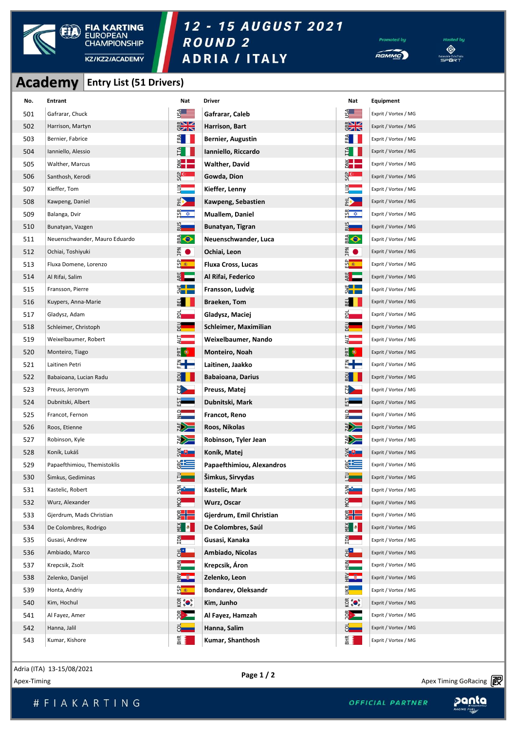# FIA KARTING EUROPEAN CHAMPIONSHIP KZ/KZ2/ACADEMY

## 12 - 15 AUGUST 2021 ROUND 2 ADRIA / ITALY

Promoted by RGMMC — Hosted by Automobile Club d'Italia Sport

## Academy Entry List (51 Drivers)

| No. | Entrant | Nat | Driver | Nat | Equipment |
|---|---|---|---|---|---|
| 501 | Gafrarar, Chuck | USA | **Gafrarar, Caleb** | USA | Exprit / Vortex / MG |
| 502 | Harrison, Martyn | GBR | **Harrison, Bart** | GBR | Exprit / Vortex / MG |
| 503 | Bernier, Fabrice | FRA | **Bernier, Augustin** | FRA | Exprit / Vortex / MG |
| 504 | Ianniello, Alessio | ITA | **Ianniello, Riccardo** | ITA | Exprit / Vortex / MG |
| 505 | Walther, Marcus | DNK | **Walther, David** | DNK | Exprit / Vortex / MG |
| 506 | Santhosh, Kerodi | SGP | **Gowda, Dion** | SGP | Exprit / Vortex / MG |
| 507 | Kieffer, Tom | LUX | **Kieffer, Lenny** | LUX | Exprit / Vortex / MG |
| 508 | Kawpeng, Daniel | PHL | **Kawpeng, Sebastien** | PHL | Exprit / Vortex / MG |
| 509 | Balanga, Dvir | ISR | **Muallem, Daniel** | ISR | Exprit / Vortex / MG |
| 510 | Bunatyan, Vazgen | RUS | **Bunatyan, Tigran** | RUS | Exprit / Vortex / MG |
| 511 | Neuenschwander, Mauro Eduardo | BRA | **Neuenschwander, Luca** | BRA | Exprit / Vortex / MG |
| 512 | Ochiai, Toshiyuki | JPN | **Ochiai, Leon** | JPN | Exprit / Vortex / MG |
| 513 | Fluxa Domene, Lorenzo | ESP | **Fluxa Cross, Lucas** | ESP | Exprit / Vortex / MG |
| 514 | Al Rifai, Salim | ARE | **Al Rifai, Federico** | ARE | Exprit / Vortex / MG |
| 515 | Fransson, Pierre | SWE | **Fransson, Ludvig** | SWE | Exprit / Vortex / MG |
| 516 | Kuypers, Anna-Marie | BEL | **Braeken, Tom** | BEL | Exprit / Vortex / MG |
| 517 | Gladysz, Adam | POL | **Gladysz, Maciej** | POL | Exprit / Vortex / MG |
| 518 | Schleimer, Christoph | DEU | **Schleimer, Maximilian** | DEU | Exprit / Vortex / MG |
| 519 | Weixelbaumer, Robert | AUT | **Weixelbaumer, Nando** | AUT | Exprit / Vortex / MG |
| 520 | Monteiro, Tiago | PRT | **Monteiro, Noah** | PRT | Exprit / Vortex / MG |
| 521 | Laitinen Petri | FIN | **Laitinen, Jaakko** | FIN | Exprit / Vortex / MG |
| 522 | Babaioana, Lucian Radu | ROU | **Babaioana, Darius** | ROU | Exprit / Vortex / MG |
| 523 | Preuss, Jeronym | CZE | **Preuss, Matej** | CZE | Exprit / Vortex / MG |
| 524 | Dubnitski, Albert | EST | **Dubnitski, Mark** | EST | Exprit / Vortex / MG |
| 525 | Francot, Fernon | NLD | **Francot, Reno** | NLD | Exprit / Vortex / MG |
| 526 | Roos, Etienne | ZAF | **Roos, Nikolas** | ZAF | Exprit / Vortex / MG |
| 527 | Robinson, Kyle | ZAF | **Robinson, Tyler Jean** | ZAF | Exprit / Vortex / MG |
| 528 | Koník, Lukáš | SVK | **Koník, Matej** | SVK | Exprit / Vortex / MG |
| 529 | Papaefthimiou, Themistoklis | GRC | **Papaefthimiou, Alexandros** | GRC | Exprit / Vortex / MG |
| 530 | Šimkus, Gediminas | LTU | **Šimkus, Sirvydas** | LTU | Exprit / Vortex / MG |
| 531 | Kastelic, Robert | SVN | **Kastelic, Mark** | SVN | Exprit / Vortex / MG |
| 532 | Wurz, Alexander | MCO | **Wurz, Oscar** | MCO | Exprit / Vortex / MG |
| 533 | Gjerdrum, Mads Christian | NOR | **Gjerdrum, Emil Christian** | NOR | Exprit / Vortex / MG |
| 534 | De Colombres, Rodrigo | MEX | **De Colombres, Saúl** | MEX | Exprit / Vortex / MG |
| 535 | Gusasi, Andrew | IDN | **Gusasi, Kanaka** | IDN | Exprit / Vortex / MG |
| 536 | Ambiado, Marco | CHL | **Ambiado, Nicolas** | CHL | Exprit / Vortex / MG |
| 537 | Krepcsik, Zsolt | HUN | **Krepcsik, Áron** | HUN | Exprit / Vortex / MG |
| 538 | Zelenko, Danijel | HRV | **Zelenko, Leon** | HRV | Exprit / Vortex / MG |
| 539 | Honta, Andriy | ESP | **Bondarev, Oleksandr** | UKR | Exprit / Vortex / MG |
| 540 | Kim, Hochul | KOR | **Kim, Junho** | KOR | Exprit / Vortex / MG |
| 541 | Al Fayez, Amer | JOR | **Al Fayez, Hamzah** | JOR | Exprit / Vortex / MG |
| 542 | Hanna, Jalil | COL | **Hanna, Salim** | COL | Exprit / Vortex / MG |
| 543 | Kumar, Kishore | BHR | **Kumar, Shanthosh** | BHR | Exprit / Vortex / MG |

Adria (ITA) 13-15/08/2021

Apex-Timing

Apex Timing GoRacing

#FIAKARTING

OFFICIAL PARTNER panta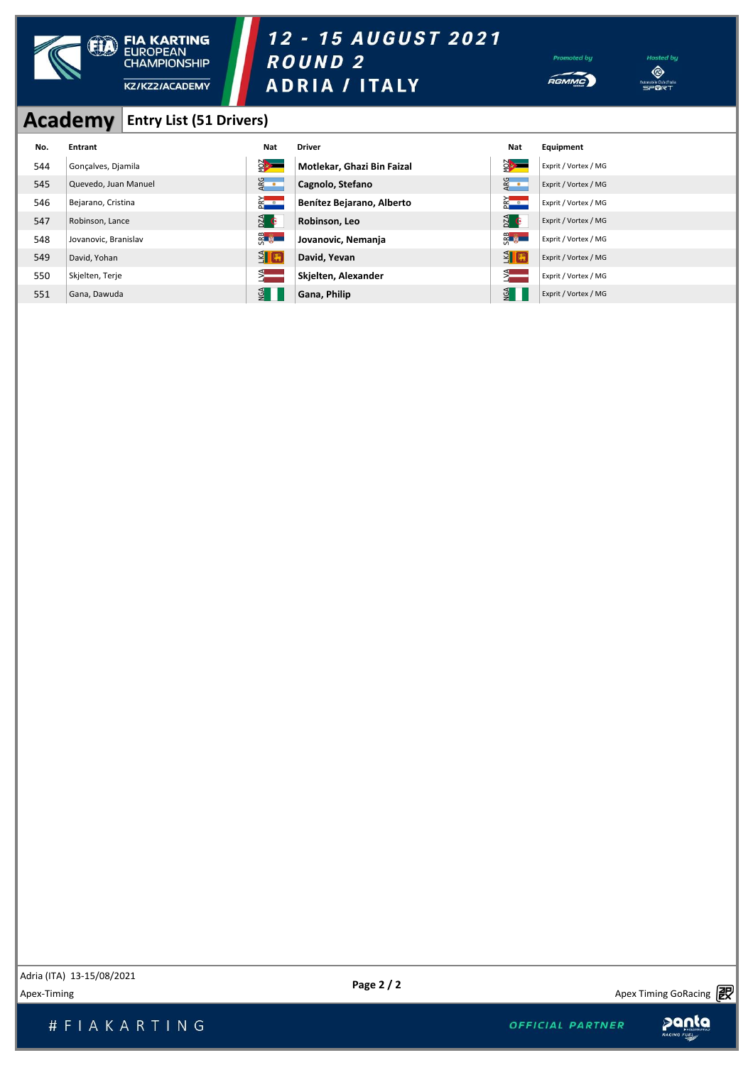# FIA KARTING EUROPEAN CHAMPIONSHIP KZ/KZ2/ACADEMY

## 12 - 15 AUGUST 2021 ROUND 2 ADRIA / ITALY

## Academy Entry List (51 Drivers)

| No. | Entrant | Nat | Driver | Nat | Equipment |
|---|---|---|---|---|---|
| 544 | Gonçalves, Djamila | MOZ | **Motlekar, Ghazi Bin Faizal** | MOZ | Exprit / Vortex / MG |
| 545 | Quevedo, Juan Manuel | ARG | **Cagnolo, Stefano** | ARG | Exprit / Vortex / MG |
| 546 | Bejarano, Cristina | PRY | **Benítez Bejarano, Alberto** | PRY | Exprit / Vortex / MG |
| 547 | Robinson, Lance | DZA | **Robinson, Leo** | DZA | Exprit / Vortex / MG |
| 548 | Jovanovic, Branislav | SRB | **Jovanovic, Nemanja** | SRB | Exprit / Vortex / MG |
| 549 | David, Yohan | LKA | **David, Yevan** | LKA | Exprit / Vortex / MG |
| 550 | Skjelten, Terje | LVA | **Skjelten, Alexander** | LVA | Exprit / Vortex / MG |
| 551 | Gana, Dawuda | NGA | **Gana, Philip** | NGA | Exprit / Vortex / MG |

Adria (ITA) 13-15/08/2021

Apex-Timing

Apex Timing GoRacing

# F I A K A R T I N G

OFFICIAL PARTNER